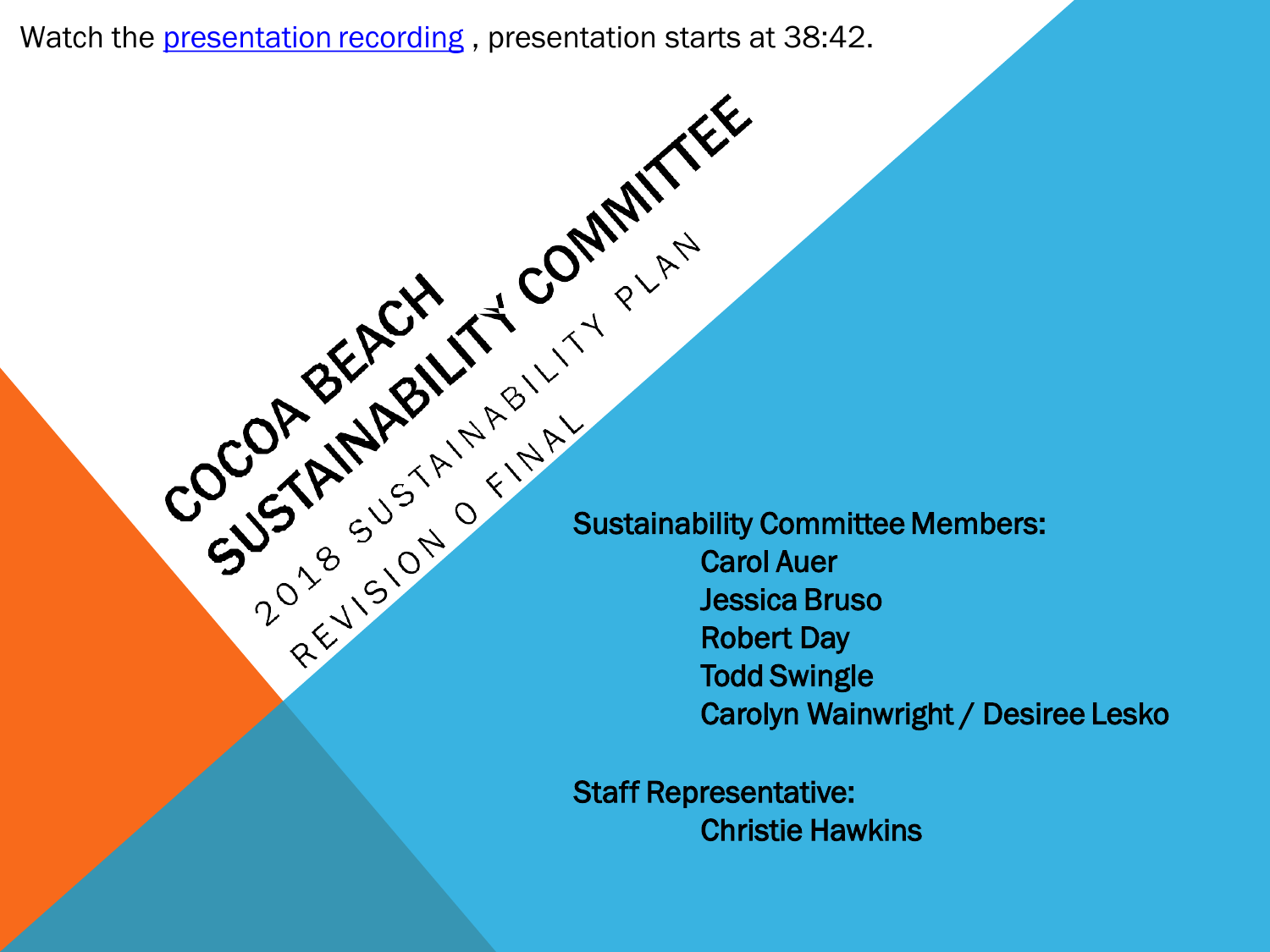Watch the [presentation recording](presentation recording) , presentation starts at 38:42.

# COCOA BEACH SUSTAINABILITY COMMITTEE

## 2018 SUSTAINABILITY PLAN
## REVISION 0 FINAL

Sustainability Committee Members:

- Carol Auer
- Jessica Bruso
- Robert Day
- Todd Swingle
- Carolyn Wainwright / Desiree Lesko

Staff Representative:

- Christie Hawkins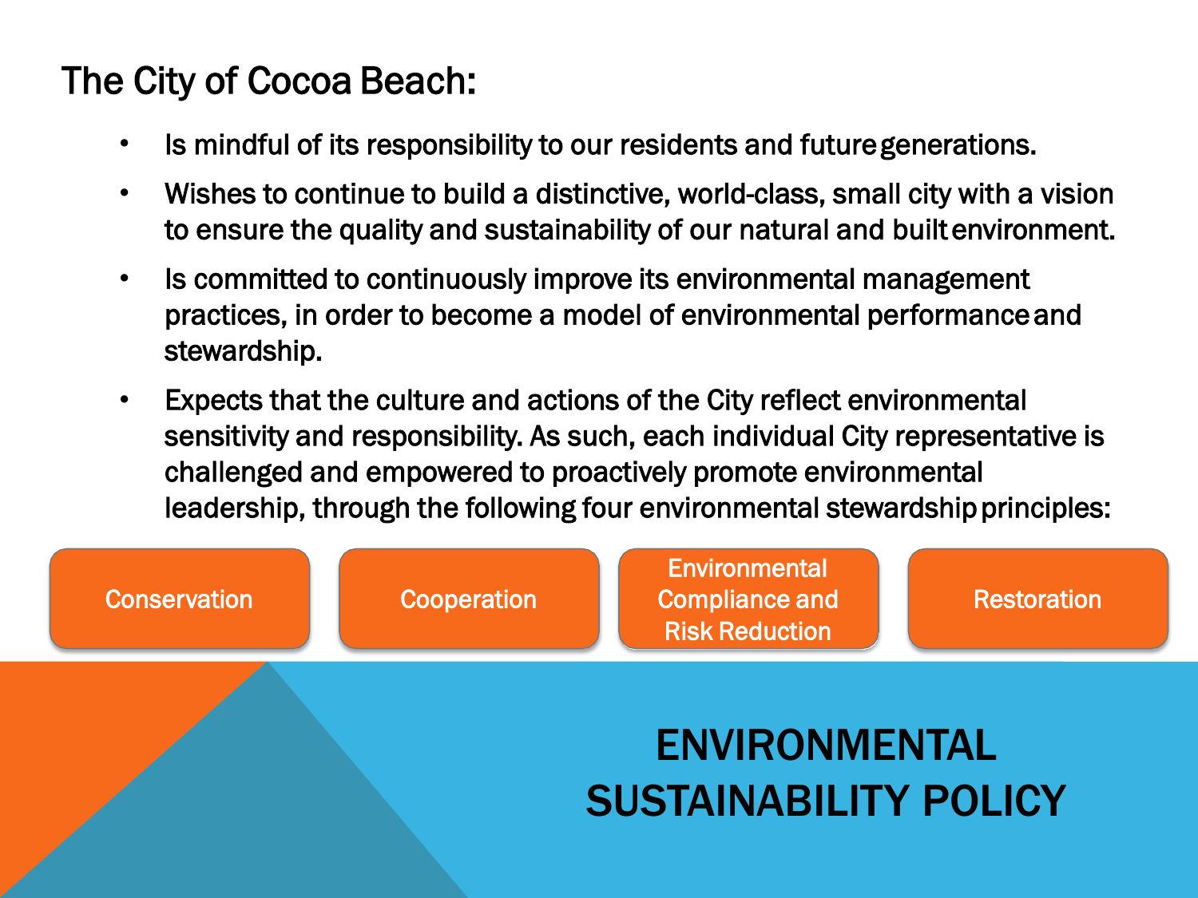# ENVIRONMENTAL SUSTAINABILITY POLICY

The City of Cocoa Beach:

- Is mindful of its responsibility to our residents and future generations.
- Wishes to continue to build a distinctive, world-class, small city with a vision to ensure the quality and sustainability of our natural and built environment.
- Is committed to continuously improve its environmental management practices, in order to become a model of environmental performance and stewardship.
- Expects that the culture and actions of the City reflect environmental sensitivity and responsibility. As such, each individual City representative is challenged and empowered to proactively promote environmental leadership, through the following four environmental stewardship principles:

Conservation

Cooperation

Environmental Compliance and Risk Reduction

Restoration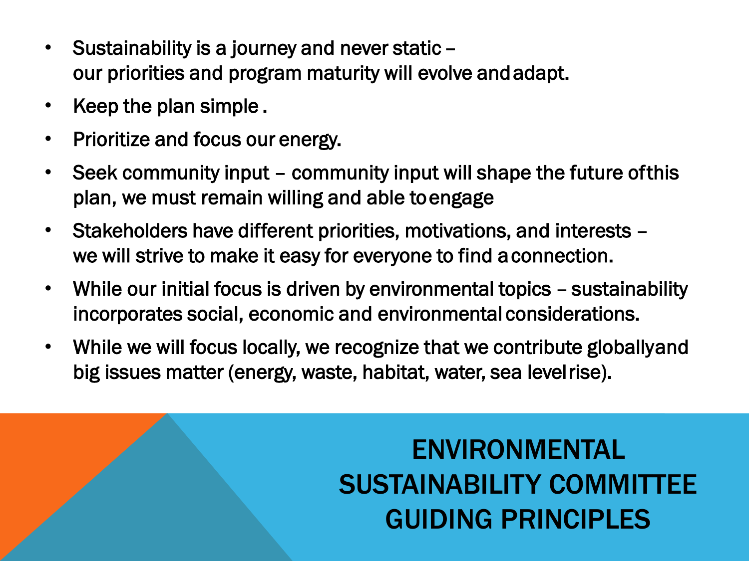# ENVIRONMENTAL SUSTAINABILITY COMMITTEE GUIDING PRINCIPLES

- Sustainability is a journey and never static – our priorities and program maturity will evolve and adapt.
- Keep the plan simple .
- Prioritize and focus our energy.
- Seek community input – community input will shape the future of this plan, we must remain willing and able to engage
- Stakeholders have different priorities, motivations, and interests – we will strive to make it easy for everyone to find a connection.
- While our initial focus is driven by environmental topics – sustainability incorporates social, economic and environmental considerations.
- While we will focus locally, we recognize that we contribute globally and big issues matter (energy, waste, habitat, water, sea level rise).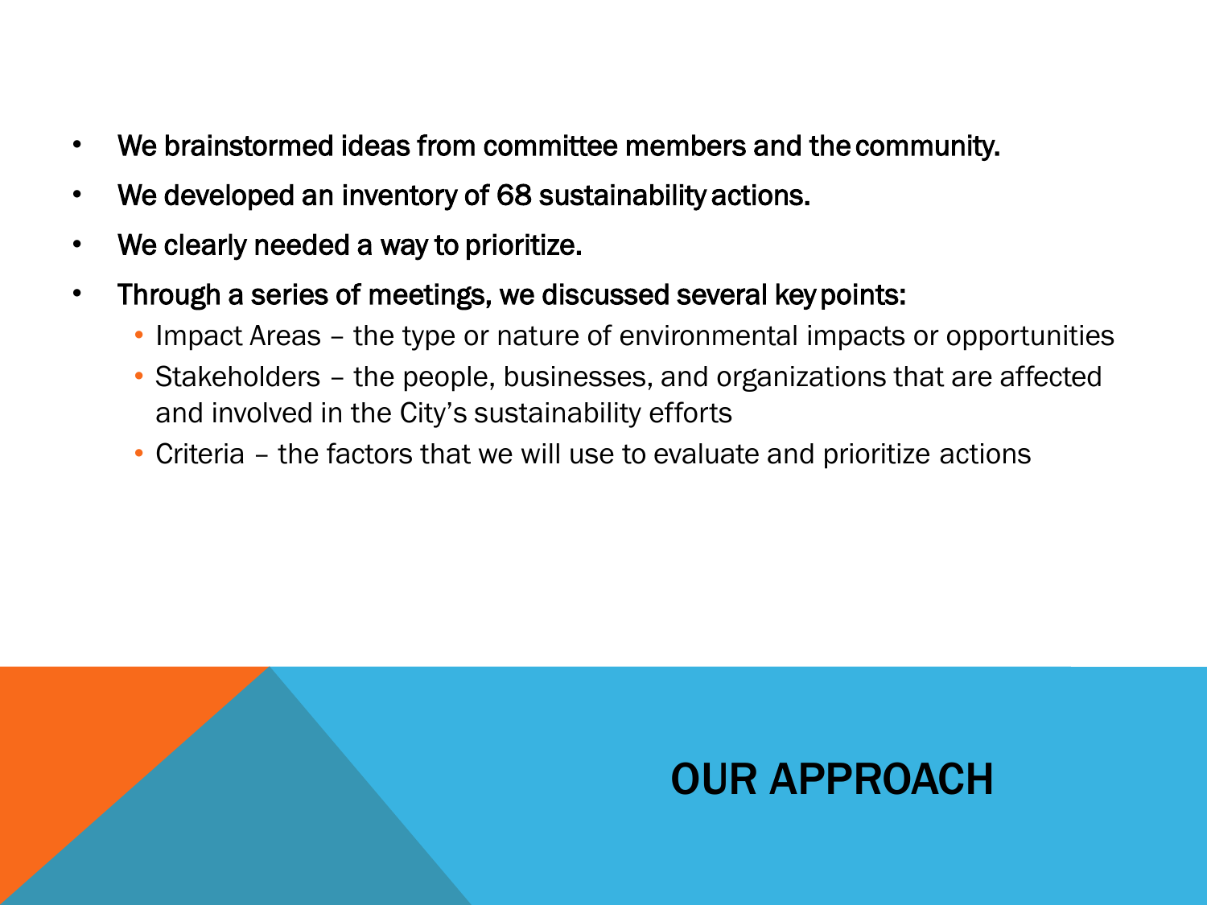# OUR APPROACH

- We brainstormed ideas from committee members and the community.
- We developed an inventory of 68 sustainability actions.
- We clearly needed a way to prioritize.
- Through a series of meetings, we discussed several key points:
  - Impact Areas – the type or nature of environmental impacts or opportunities
  - Stakeholders – the people, businesses, and organizations that are affected and involved in the City's sustainability efforts
  - Criteria – the factors that we will use to evaluate and prioritize actions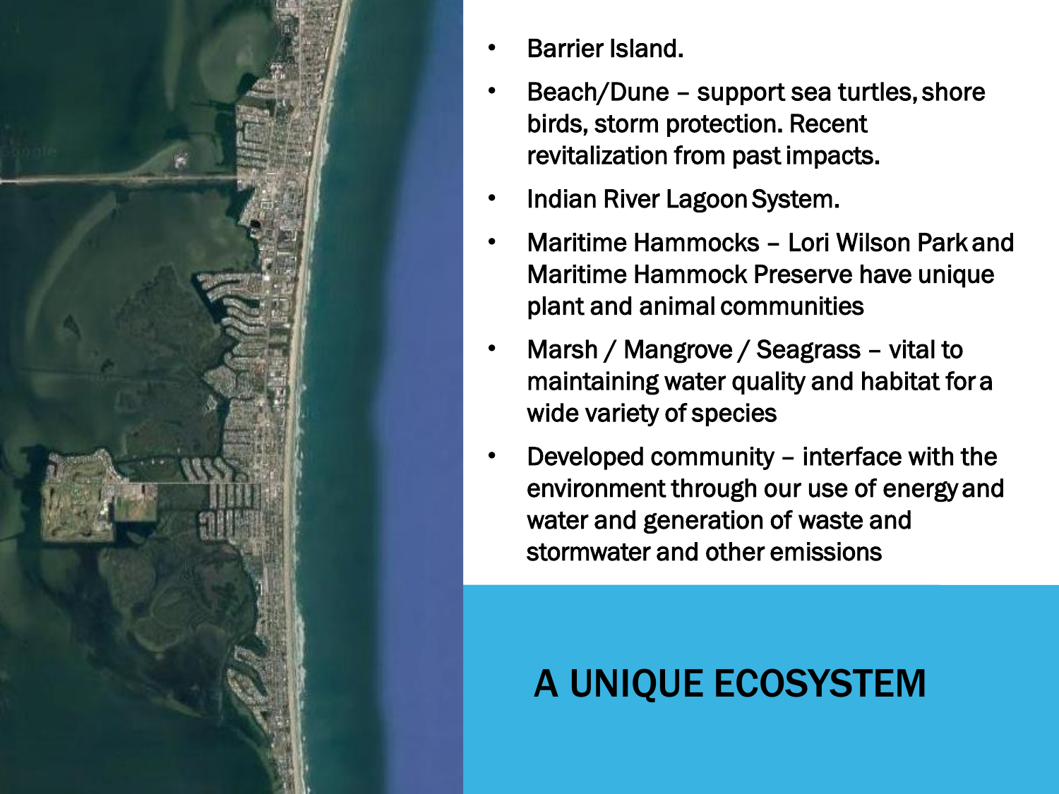# A UNIQUE ECOSYSTEM

- Barrier Island.
- Beach/Dune – support sea turtles, shore birds, storm protection. Recent revitalization from past impacts.
- Indian River Lagoon System.
- Maritime Hammocks – Lori Wilson Park and Maritime Hammock Preserve have unique plant and animal communities
- Marsh / Mangrove / Seagrass – vital to maintaining water quality and habitat for a wide variety of species
- Developed community – interface with the environment through our use of energy and water and generation of waste and stormwater and other emissions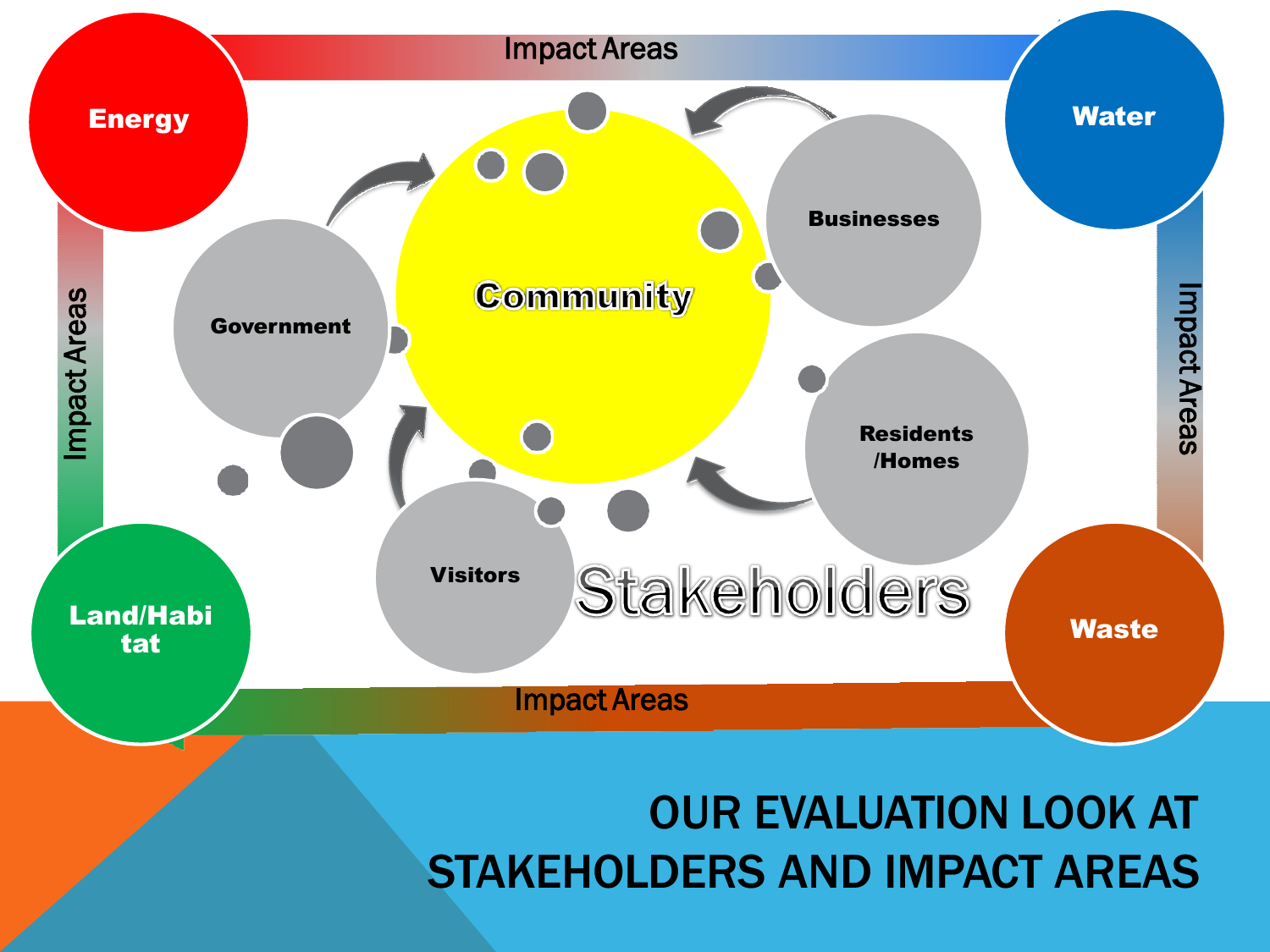Impact Areas

Energy

Water

Community

Government

Businesses

Residents /Homes

Visitors

Stakeholders

Land/Habitat

Waste

Impact Areas

Impact Areas

Impact Areas

# OUR EVALUATION LOOK AT STAKEHOLDERS AND IMPACT AREAS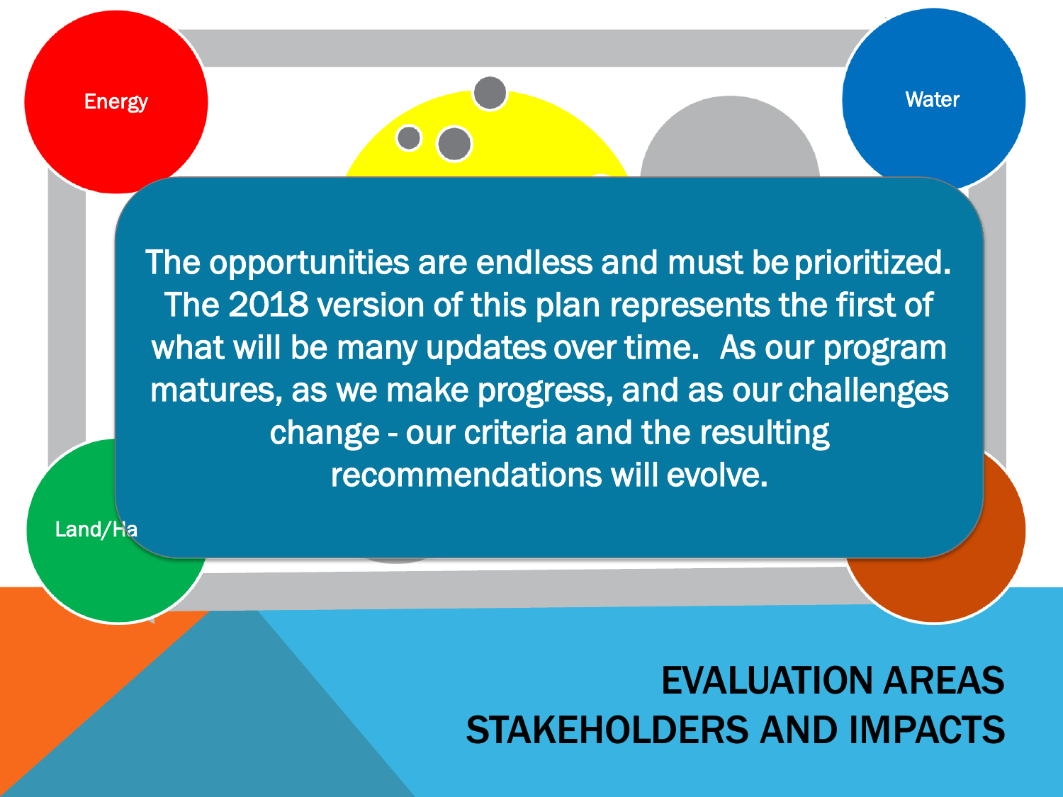Energy

Water

Land/Ha

The opportunities are endless and must be prioritized. The 2018 version of this plan represents the first of what will be many updates over time. As our program matures, as we make progress, and as our challenges change - our criteria and the resulting recommendations will evolve.

# EVALUATION AREAS STAKEHOLDERS AND IMPACTS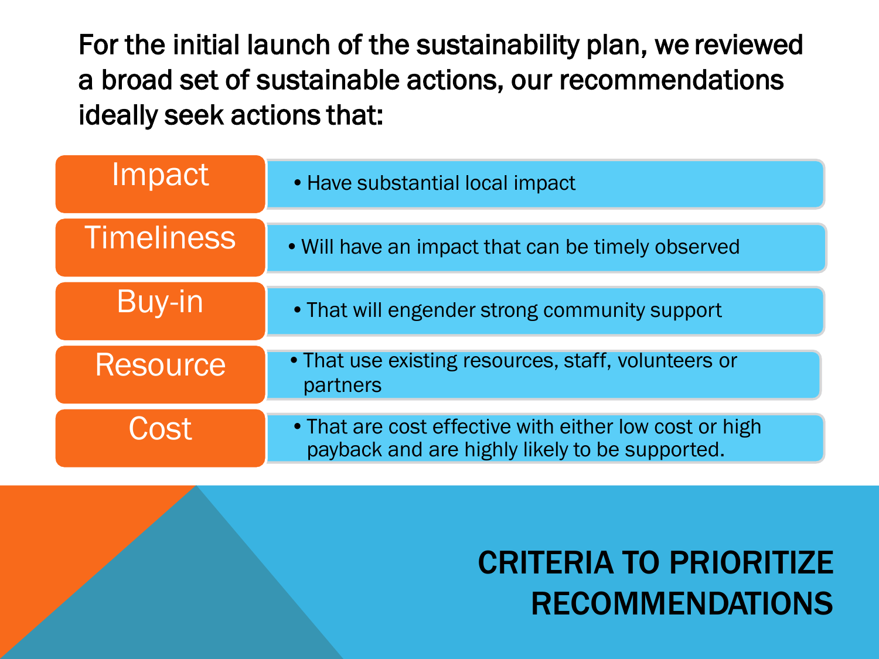# CRITERIA TO PRIORITIZE RECOMMENDATIONS

For the initial launch of the sustainability plan, we reviewed a broad set of sustainable actions, our recommendations ideally seek actions that:

| Criterion | Description |
| --- | --- |
| Impact | Have substantial local impact |
| Timeliness | Will have an impact that can be timely observed |
| Buy-in | That will engender strong community support |
| Resource | That use existing resources, staff, volunteers or partners |
| Cost | That are cost effective with either low cost or high payback and are highly likely to be supported. |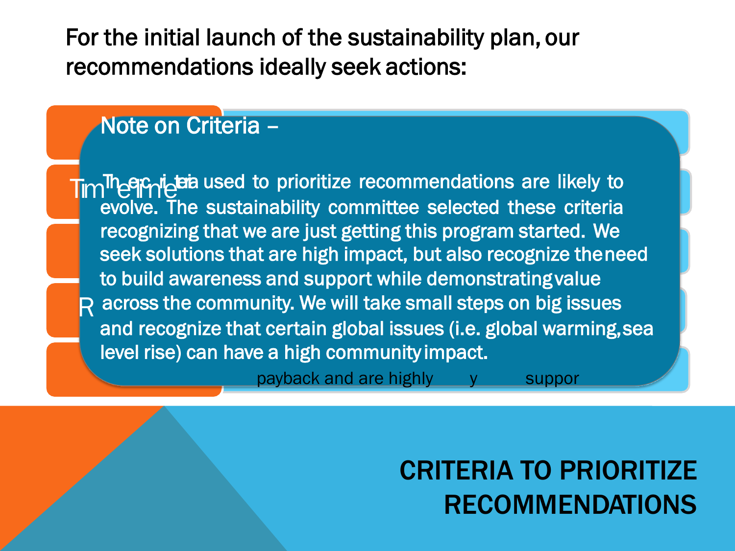For the initial launch of the sustainability plan, our recommendations ideally seek actions:

## Note on Criteria –

The criteria used to prioritize recommendations are likely to evolve. The sustainability committee selected these criteria recognizing that we are just getting this program started. We seek solutions that are high impact, but also recognize the need to build awareness and support while demonstrating value across the community. We will take small steps on big issues and recognize that certain global issues (i.e. global warming, sea level rise) can have a high community impact.

Timeline

R

payback and are highly y suppor

# CRITERIA TO PRIORITIZE RECOMMENDATIONS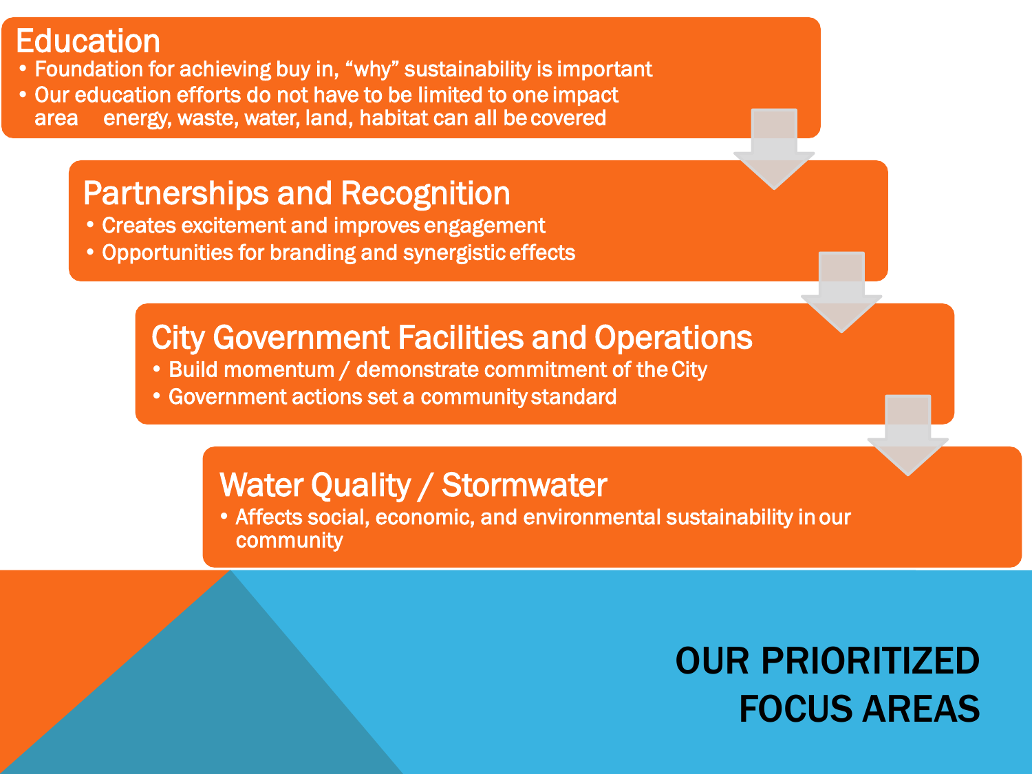# OUR PRIORITIZED FOCUS AREAS

## Education

- Foundation for achieving buy in, "why" sustainability is important
- Our education efforts do not have to be limited to one impact area energy, waste, water, land, habitat can all be covered

## Partnerships and Recognition

- Creates excitement and improves engagement
- Opportunities for branding and synergistic effects

## City Government Facilities and Operations

- Build momentum / demonstrate commitment of the City
- Government actions set a community standard

## Water Quality / Stormwater

- Affects social, economic, and environmental sustainability in our community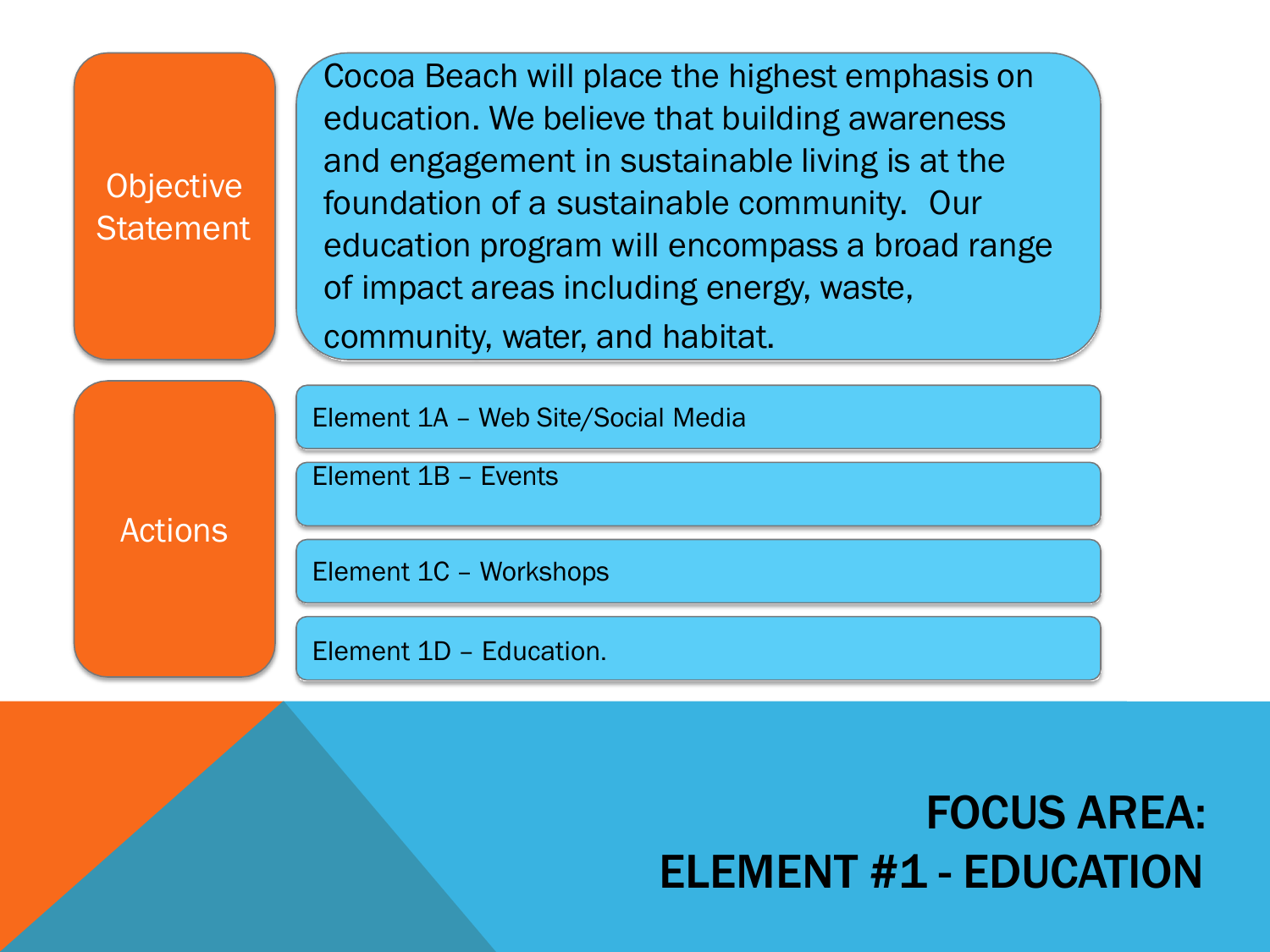# FOCUS AREA: ELEMENT #1 - EDUCATION

**Objective Statement**

Cocoa Beach will place the highest emphasis on education. We believe that building awareness and engagement in sustainable living is at the foundation of a sustainable community. Our education program will encompass a broad range of impact areas including energy, waste, community, water, and habitat.

**Actions**

- Element 1A – Web Site/Social Media
- Element 1B – Events
- Element 1C – Workshops
- Element 1D – Education.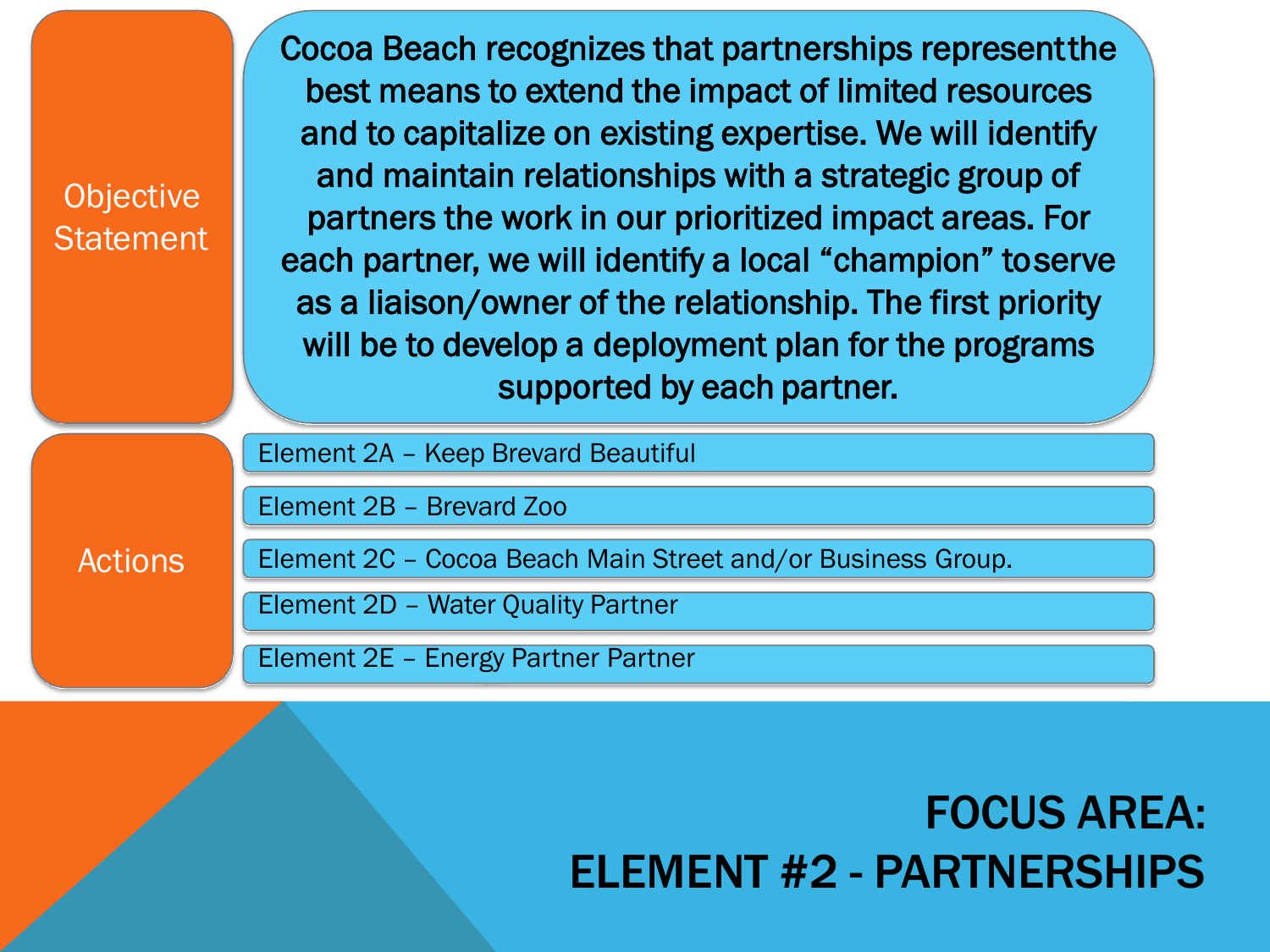# FOCUS AREA: ELEMENT #2 - PARTNERSHIPS

**Objective Statement**

Cocoa Beach recognizes that partnerships represent the best means to extend the impact of limited resources and to capitalize on existing expertise. We will identify and maintain relationships with a strategic group of partners the work in our prioritized impact areas. For each partner, we will identify a local "champion" to serve as a liaison/owner of the relationship. The first priority will be to develop a deployment plan for the programs supported by each partner.

**Actions**

- Element 2A – Keep Brevard Beautiful
- Element 2B – Brevard Zoo
- Element 2C – Cocoa Beach Main Street and/or Business Group.
- Element 2D – Water Quality Partner
- Element 2E – Energy Partner Partner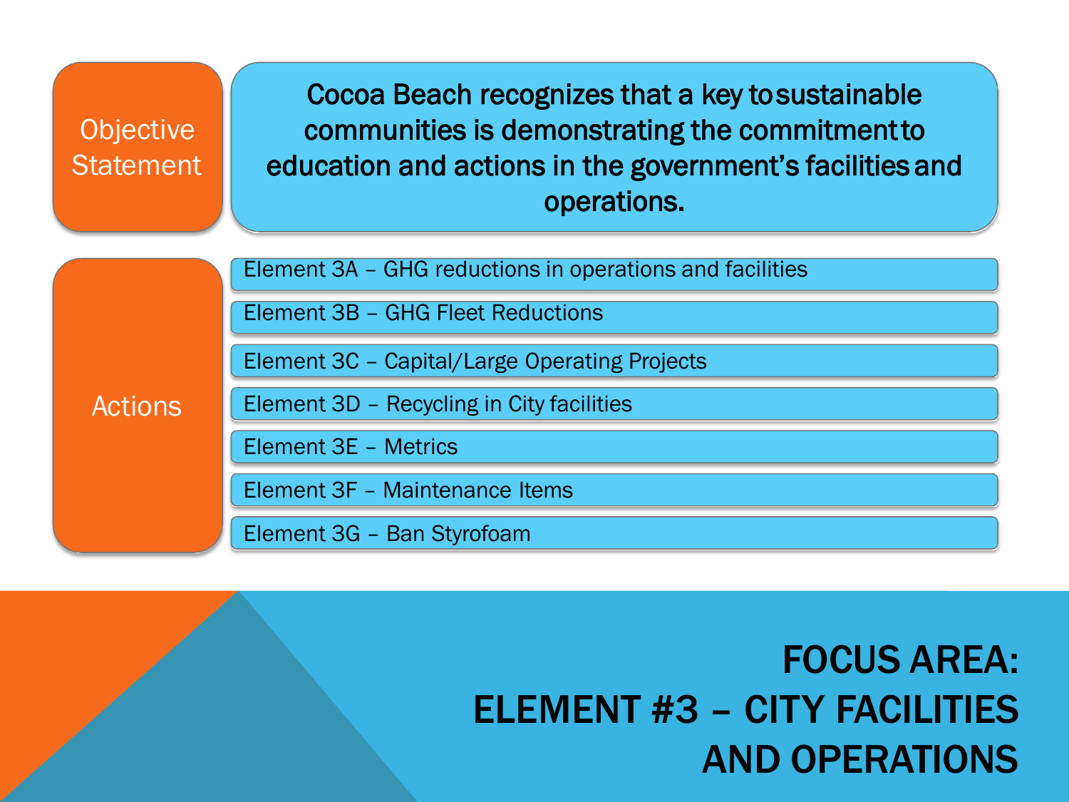# FOCUS AREA: ELEMENT #3 – CITY FACILITIES AND OPERATIONS

**Objective Statement**

Cocoa Beach recognizes that a key to sustainable communities is demonstrating the commitment to education and actions in the government's facilities and operations.

**Actions**

- Element 3A – GHG reductions in operations and facilities
- Element 3B – GHG Fleet Reductions
- Element 3C – Capital/Large Operating Projects
- Element 3D – Recycling in City facilities
- Element 3E – Metrics
- Element 3F – Maintenance Items
- Element 3G – Ban Styrofoam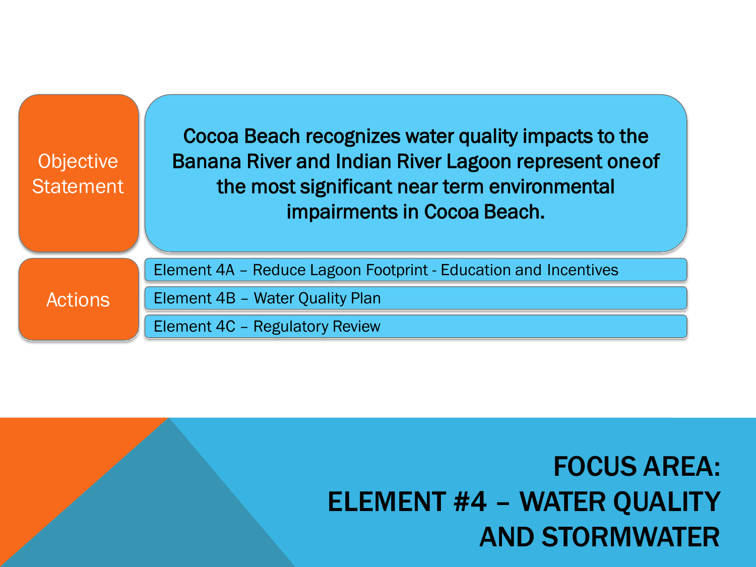# FOCUS AREA: ELEMENT #4 – WATER QUALITY AND STORMWATER

**Objective Statement**

**Cocoa Beach recognizes water quality impacts to the Banana River and Indian River Lagoon represent one of the most significant near term environmental impairments in Cocoa Beach.**

**Actions**

- Element 4A – Reduce Lagoon Footprint - Education and Incentives
- Element 4B – Water Quality Plan
- Element 4C – Regulatory Review